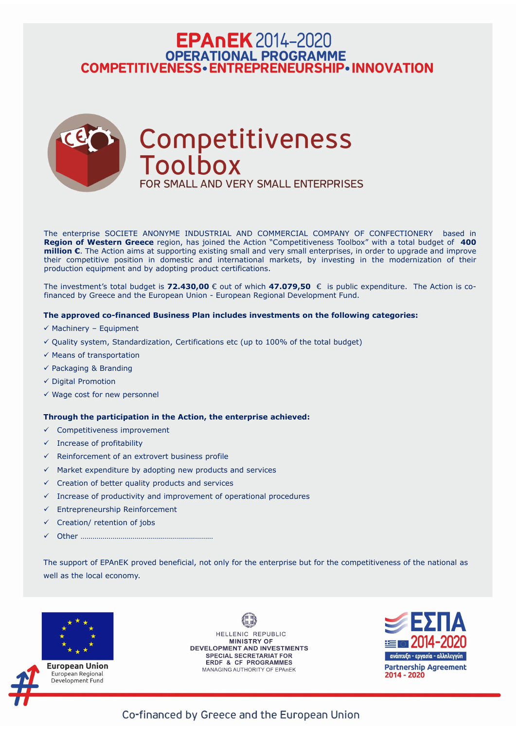# EPAnEK 2014–2020
## OPERATIONAL PROGRAMME
## COMPETITIVENESS • ENTREPRENEURSHIP • INNOVATION

# Competitiveness Toolbox
### FOR SMALL AND VERY SMALL ENTERPRISES

The enterprise SOCIETE ANONYME INDUSTRIAL AND COMMERCIAL COMPANY OF CONFECTIONERY based in **Region of Western Greece** region, has joined the Action "Competitiveness Toolbox" with a total budget of **400 million €**. The Action aims at supporting existing small and very small enterprises, in order to upgrade and improve their competitive position in domestic and international markets, by investing in the modernization of their production equipment and by adopting product certifications.

The investment's total budget is **72.430,00** € out of which **47.079,50** € is public expenditure. The Action is co-financed by Greece and the European Union - European Regional Development Fund.

**The approved co-financed Business Plan includes investments on the following categories:**

- ✓ Machinery – Equipment
- ✓ Quality system, Standardization, Certifications etc (up to 100% of the total budget)
- ✓ Means of transportation
- ✓ Packaging & Branding
- ✓ Digital Promotion
- ✓ Wage cost for new personnel

**Through the participation in the Action, the enterprise achieved:**

- ✓ Competitiveness improvement
- ✓ Increase of profitability
- ✓ Reinforcement of an extrovert business profile
- ✓ Market expenditure by adopting new products and services
- ✓ Creation of better quality products and services
- ✓ Increase of productivity and improvement of operational procedures
- ✓ Entrepreneurship Reinforcement
- ✓ Creation/ retention of jobs
- ✓ Other ………………………………………………………

The support of EPAnEK proved beneficial, not only for the enterprise but for the competitiveness of the national as well as the local economy.

European Union
European Regional Development Fund

HELLENIC REPUBLIC
MINISTRY OF DEVELOPMENT AND INVESTMENTS
SPECIAL SECRETARIAT FOR ERDF & CF PROGRAMMES
MANAGING AUTHORITY OF EPAnEK

ΕΣΠΑ 2014-2020
ανάπτυξη - εργασία - αλληλεγγύη
Partnership Agreement 2014 - 2020

Co-financed by Greece and the European Union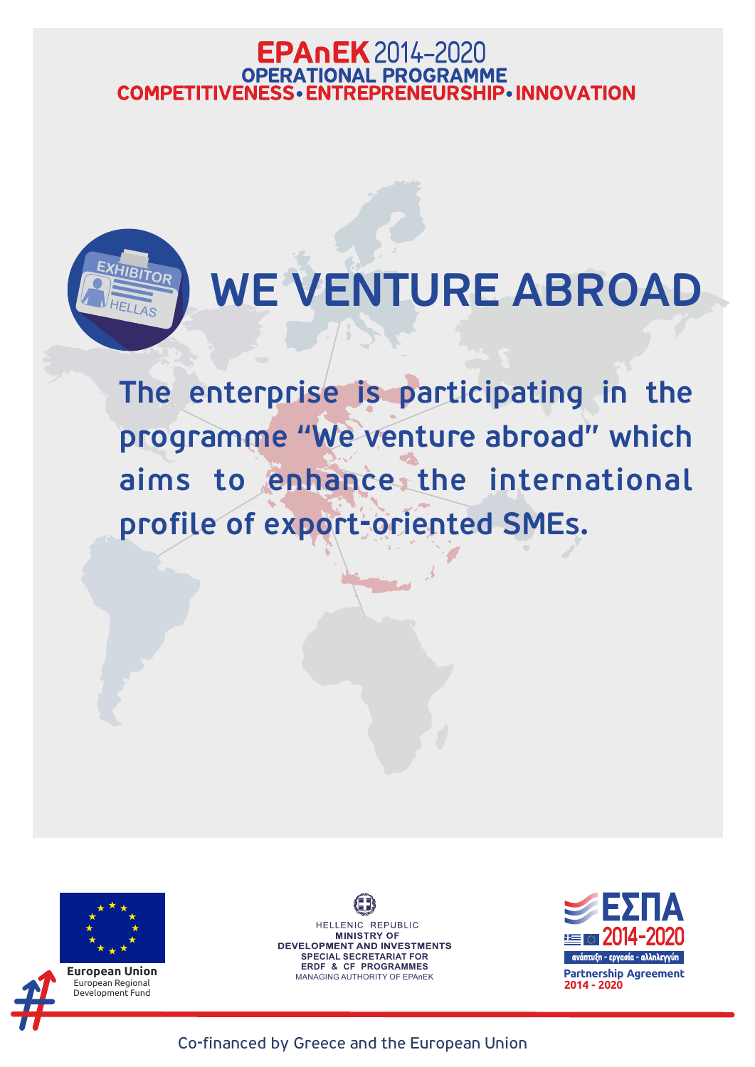**EPAnEK** 2014-2020
**OPERATIONAL PROGRAMME**
**COMPETITIVENESS • ENTREPRENEURSHIP • INNOVATION**

EXHIBITOR
HELLAS

# WE VENTURE ABROAD

**The enterprise is participating in the programme "We venture abroad" which aims to enhance the international profile of export-oriented SMEs.**

**European Union**
European Regional Development Fund

HELLENIC REPUBLIC
**MINISTRY OF DEVELOPMENT AND INVESTMENTS**
**SPECIAL SECRETARIAT FOR ERDF & CF PROGRAMMES**
MANAGING AUTHORITY OF EPAnEK

**ΕΣΠΑ 2014-2020**
ανάπτυξη - εργασία - αλληλεγγύη
**Partnership Agreement 2014 - 2020**

Co-financed by Greece and the European Union